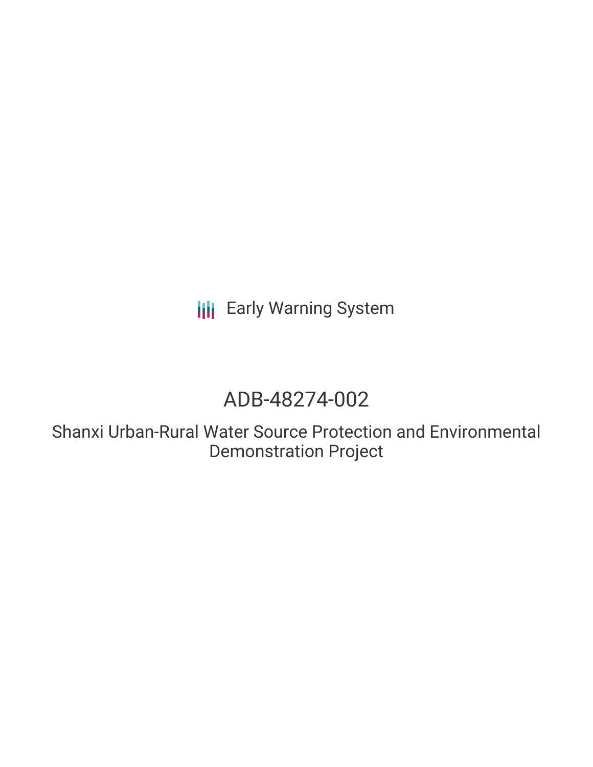Early Warning System

# ADB-48274-002

## Shanxi Urban-Rural Water Source Protection and Environmental Demonstration Project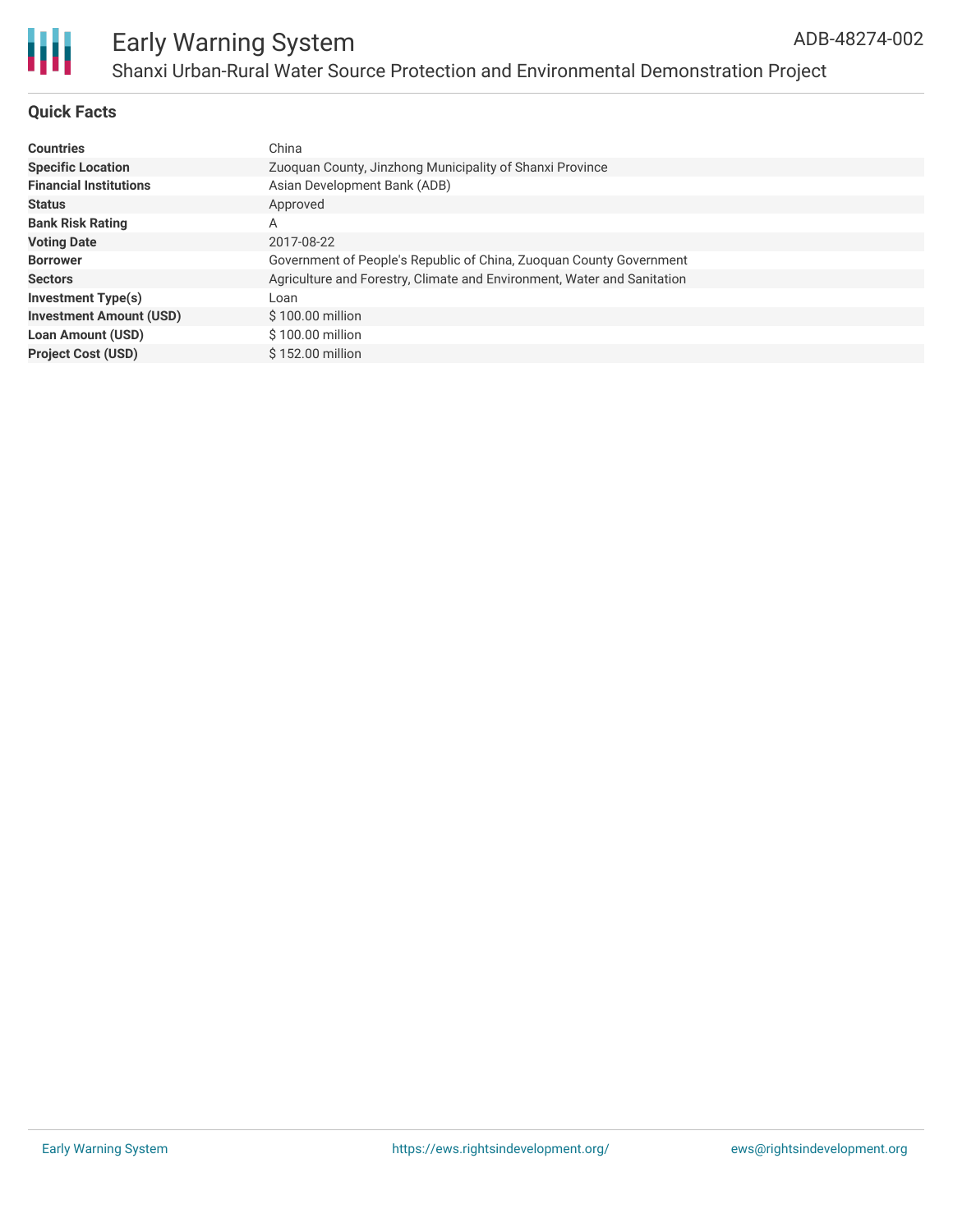# Early Warning System

## Shanxi Urban-Rural Water Source Protection and Environmental Demonstration Project

ADB-48274-002

### Quick Facts

| | |
|---|---|
| **Countries** | China |
| **Specific Location** | Zuoquan County, Jinzhong Municipality of Shanxi Province |
| **Financial Institutions** | Asian Development Bank (ADB) |
| **Status** | Approved |
| **Bank Risk Rating** | A |
| **Voting Date** | 2017-08-22 |
| **Borrower** | Government of People's Republic of China, Zuoquan County Government |
| **Sectors** | Agriculture and Forestry, Climate and Environment, Water and Sanitation |
| **Investment Type(s)** | Loan |
| **Investment Amount (USD)** | $ 100.00 million |
| **Loan Amount (USD)** | $ 100.00 million |
| **Project Cost (USD)** | $ 152.00 million |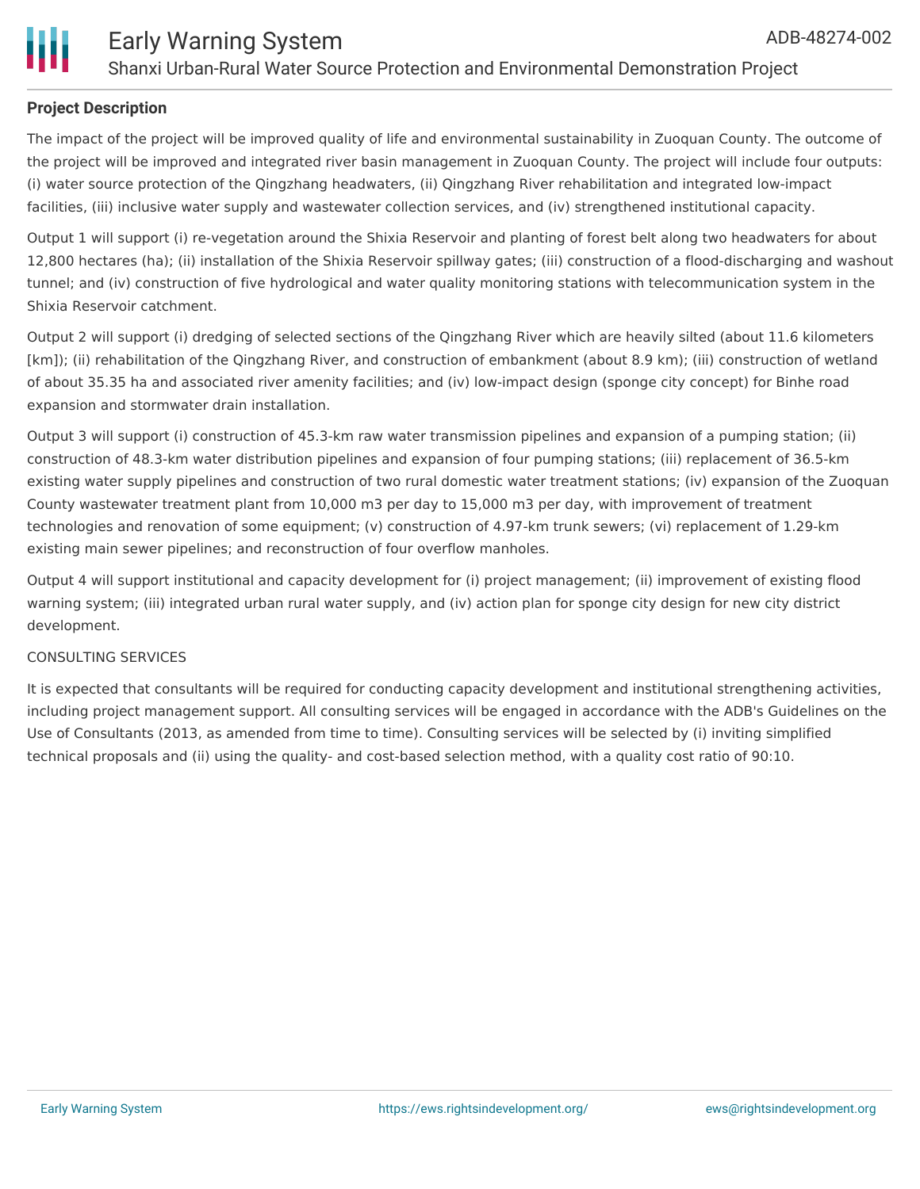## Project Description

The impact of the project will be improved quality of life and environmental sustainability in Zuoquan County. The outcome of the project will be improved and integrated river basin management in Zuoquan County. The project will include four outputs: (i) water source protection of the Qingzhang headwaters, (ii) Qingzhang River rehabilitation and integrated low-impact facilities, (iii) inclusive water supply and wastewater collection services, and (iv) strengthened institutional capacity.

Output 1 will support (i) re-vegetation around the Shixia Reservoir and planting of forest belt along two headwaters for about 12,800 hectares (ha); (ii) installation of the Shixia Reservoir spillway gates; (iii) construction of a flood-discharging and washout tunnel; and (iv) construction of five hydrological and water quality monitoring stations with telecommunication system in the Shixia Reservoir catchment.

Output 2 will support (i) dredging of selected sections of the Qingzhang River which are heavily silted (about 11.6 kilometers [km]); (ii) rehabilitation of the Qingzhang River, and construction of embankment (about 8.9 km); (iii) construction of wetland of about 35.35 ha and associated river amenity facilities; and (iv) low-impact design (sponge city concept) for Binhe road expansion and stormwater drain installation.

Output 3 will support (i) construction of 45.3-km raw water transmission pipelines and expansion of a pumping station; (ii) construction of 48.3-km water distribution pipelines and expansion of four pumping stations; (iii) replacement of 36.5-km existing water supply pipelines and construction of two rural domestic water treatment stations; (iv) expansion of the Zuoquan County wastewater treatment plant from 10,000 m3 per day to 15,000 m3 per day, with improvement of treatment technologies and renovation of some equipment; (v) construction of 4.97-km trunk sewers; (vi) replacement of 1.29-km existing main sewer pipelines; and reconstruction of four overflow manholes.

Output 4 will support institutional and capacity development for (i) project management; (ii) improvement of existing flood warning system; (iii) integrated urban rural water supply, and (iv) action plan for sponge city design for new city district development.

CONSULTING SERVICES

It is expected that consultants will be required for conducting capacity development and institutional strengthening activities, including project management support. All consulting services will be engaged in accordance with the ADB's Guidelines on the Use of Consultants (2013, as amended from time to time). Consulting services will be selected by (i) inviting simplified technical proposals and (ii) using the quality- and cost-based selection method, with a quality cost ratio of 90:10.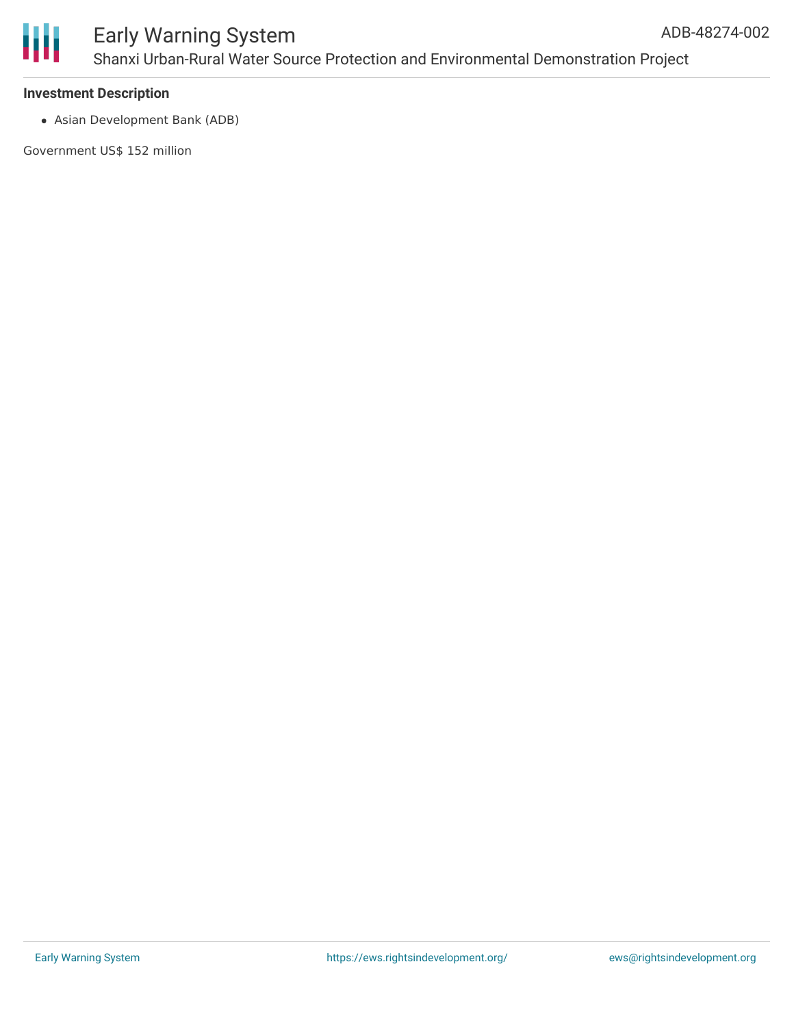**Investment Description**

- Asian Development Bank (ADB)

Government US$ 152 million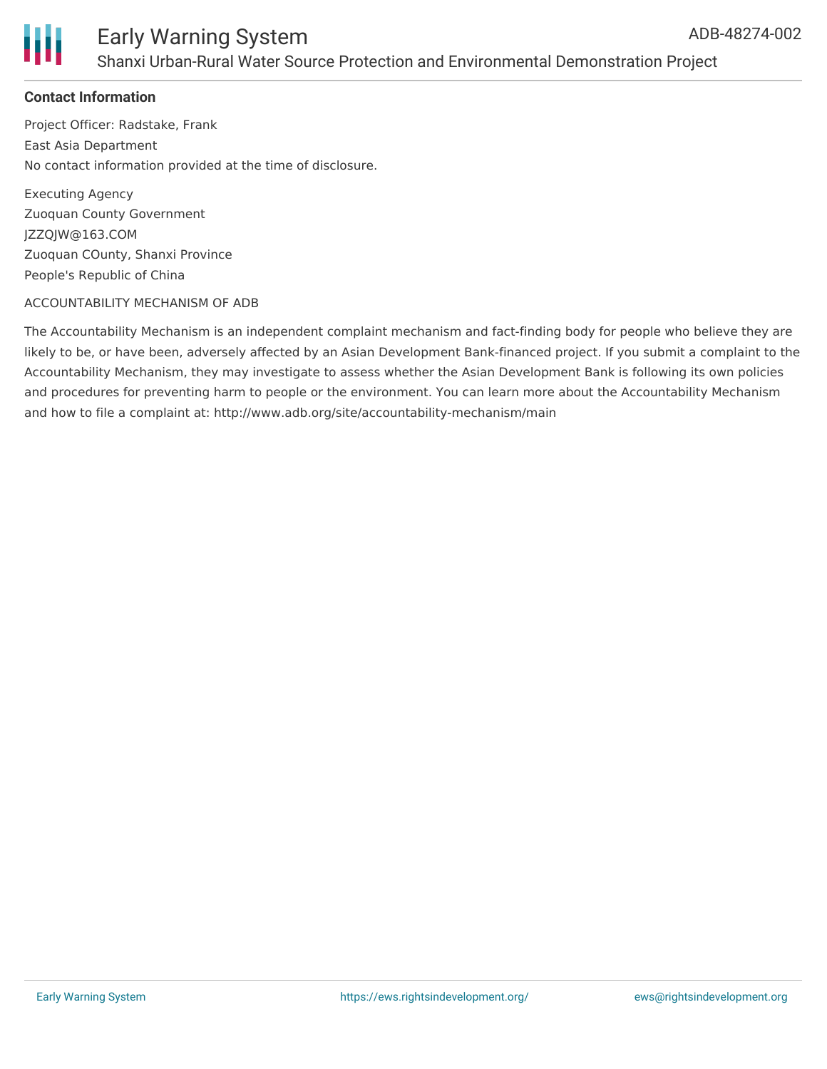## Contact Information

Project Officer: Radstake, Frank

East Asia Department

No contact information provided at the time of disclosure.

Executing Agency

Zuoquan County Government

JZZQJW@163.COM

Zuoquan COunty, Shanxi Province

People's Republic of China

ACCOUNTABILITY MECHANISM OF ADB

The Accountability Mechanism is an independent complaint mechanism and fact-finding body for people who believe they are likely to be, or have been, adversely affected by an Asian Development Bank-financed project. If you submit a complaint to the Accountability Mechanism, they may investigate to assess whether the Asian Development Bank is following its own policies and procedures for preventing harm to people or the environment. You can learn more about the Accountability Mechanism and how to file a complaint at: http://www.adb.org/site/accountability-mechanism/main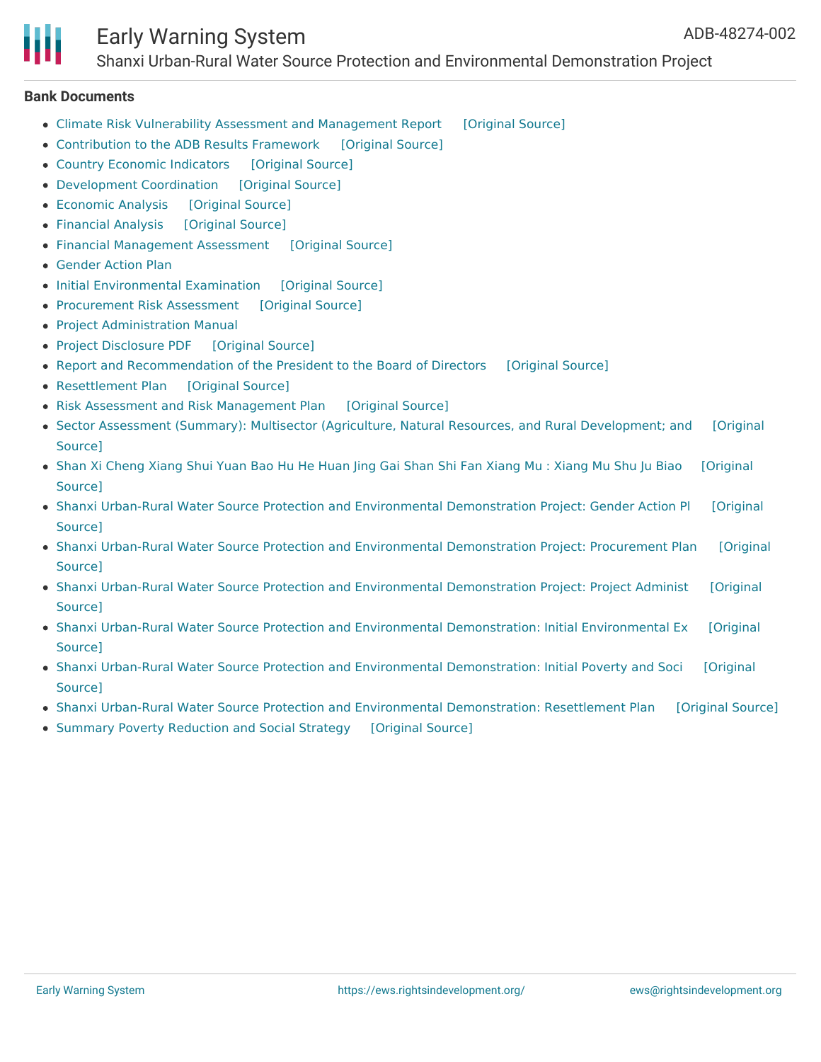## Bank Documents

- Climate Risk Vulnerability Assessment and Management Report [Original Source]
- Contribution to the ADB Results Framework [Original Source]
- Country Economic Indicators [Original Source]
- Development Coordination [Original Source]
- Economic Analysis [Original Source]
- Financial Analysis [Original Source]
- Financial Management Assessment [Original Source]
- Gender Action Plan
- Initial Environmental Examination [Original Source]
- Procurement Risk Assessment [Original Source]
- Project Administration Manual
- Project Disclosure PDF [Original Source]
- Report and Recommendation of the President to the Board of Directors [Original Source]
- Resettlement Plan [Original Source]
- Risk Assessment and Risk Management Plan [Original Source]
- Sector Assessment (Summary): Multisector (Agriculture, Natural Resources, and Rural Development; and [Original Source]
- Shan Xi Cheng Xiang Shui Yuan Bao Hu He Huan Jing Gai Shan Shi Fan Xiang Mu : Xiang Mu Shu Ju Biao [Original Source]
- Shanxi Urban-Rural Water Source Protection and Environmental Demonstration Project: Gender Action Pl [Original Source]
- Shanxi Urban-Rural Water Source Protection and Environmental Demonstration Project: Procurement Plan [Original Source]
- Shanxi Urban-Rural Water Source Protection and Environmental Demonstration Project: Project Administ [Original Source]
- Shanxi Urban-Rural Water Source Protection and Environmental Demonstration: Initial Environmental Ex [Original Source]
- Shanxi Urban-Rural Water Source Protection and Environmental Demonstration: Initial Poverty and Soci [Original Source]
- Shanxi Urban-Rural Water Source Protection and Environmental Demonstration: Resettlement Plan [Original Source]
- Summary Poverty Reduction and Social Strategy [Original Source]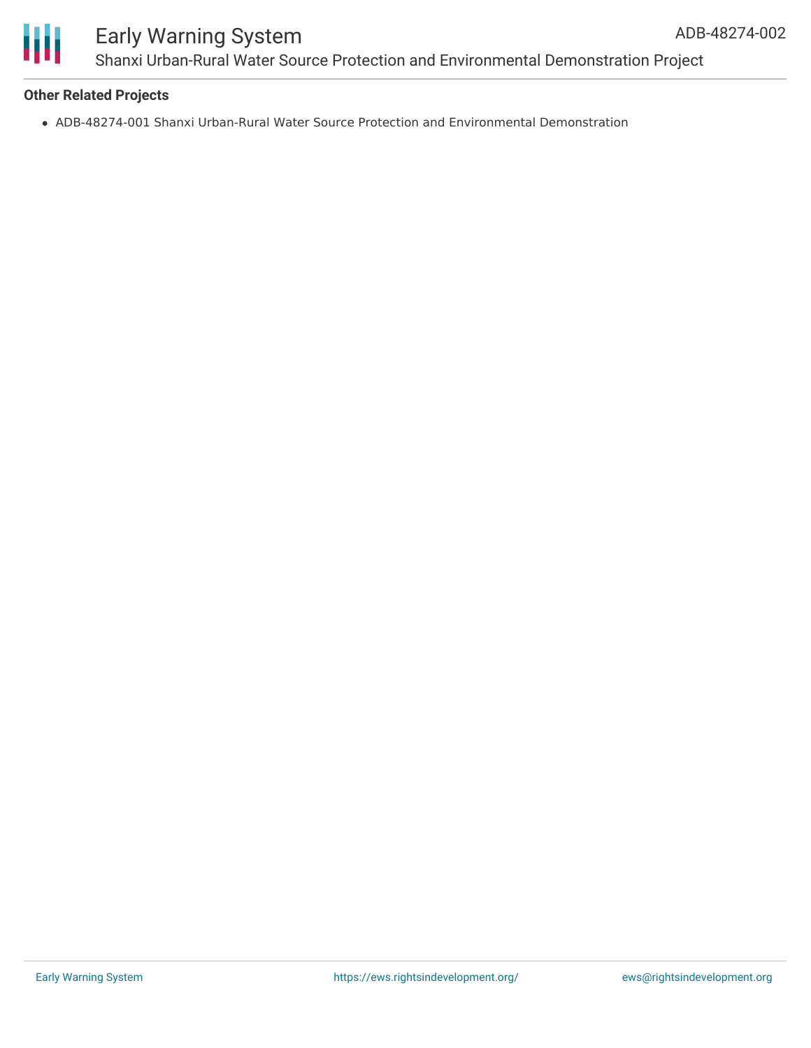**Other Related Projects**

- ADB-48274-001 Shanxi Urban-Rural Water Source Protection and Environmental Demonstration